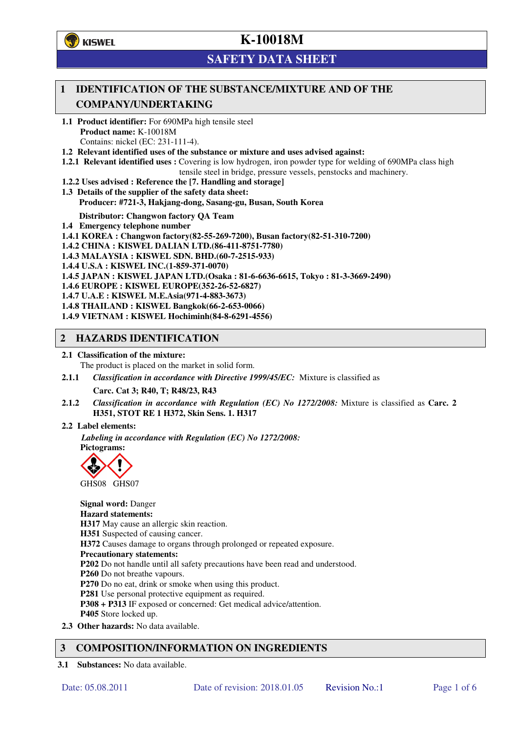# K-10018M

## SAFETY DATA SHEET

## 1 IDENTIFICATION OF THE SUBSTANCE/MIXTURE AND OF THE COMPANY/UNDERTAKING

**1.1 Product identifier:** For 690MPa high tensile steel

**Product name:** K-10018M

Contains: nickel (EC: 231-111-4).

**1.2 Relevant identified uses of the substance or mixture and uses advised against:**

**1.2.1 Relevant identified uses :** Covering is low hydrogen, iron powder type for welding of 690MPa class high tensile steel in bridge, pressure vessels, penstocks and machinery.

**1.2.2 Uses advised : Reference the [7. Handling and storage]**

**1.3 Details of the supplier of the safety data sheet:**

**Producer: #721-3, Hakjang-dong, Sasang-gu, Busan, South Korea**

**Distributor: Changwon factory QA Team**

**1.4 Emergency telephone number**

**1.4.1 KOREA : Changwon factory(82-55-269-7200), Busan factory(82-51-310-7200)**

**1.4.2 CHINA : KISWEL DALIAN LTD.(86-411-8751-7780)**

**1.4.3 MALAYSIA : KISWEL SDN. BHD.(60-7-2515-933)**

**1.4.4 U.S.A : KISWEL INC.(1-859-371-0070)**

**1.4.5 JAPAN : KISWEL JAPAN LTD.(Osaka : 81-6-6636-6615, Tokyo : 81-3-3669-2490)**

**1.4.6 EUROPE : KISWEL EUROPE(352-26-52-6827)**

**1.4.7 U.A.E : KISWEL M.E.Asia(971-4-883-3673)**

**1.4.8 THAILAND : KISWEL Bangkok(66-2-653-0066)**

**1.4.9 VIETNAM : KISWEL Hochiminh(84-8-6291-4556)**

## 2 HAZARDS IDENTIFICATION

**2.1 Classification of the mixture:**

The product is placed on the market in solid form.

**2.1.1** *Classification in accordance with Directive 1999/45/EC:* Mixture is classified as

**Carc. Cat 3; R40, T; R48/23, R43**

**2.1.2** *Classification in accordance with Regulation (EC) No 1272/2008:* Mixture is classified as **Carc. 2 H351, STOT RE 1 H372, Skin Sens. 1. H317**

**2.2 Label elements:**

*Labeling in accordance with Regulation (EC) No 1272/2008:*

**Pictograms:**

GHS08 GHS07

**Signal word:** Danger

**Hazard statements:**

**H317** May cause an allergic skin reaction.

**H351** Suspected of causing cancer.

**H372** Causes damage to organs through prolonged or repeated exposure.

**Precautionary statements:**

**P202** Do not handle until all safety precautions have been read and understood.

**P260** Do not breathe vapours.

**P270** Do no eat, drink or smoke when using this product.

**P281** Use personal protective equipment as required.

**P308 + P313** IF exposed or concerned: Get medical advice/attention.

**P405** Store locked up.

**2.3 Other hazards:** No data available.

## 3 COMPOSITION/INFORMATION ON INGREDIENTS

**3.1 Substances:** No data available.

Date: 05.08.2011 Date of revision: 2018.01.05 Revision No.:1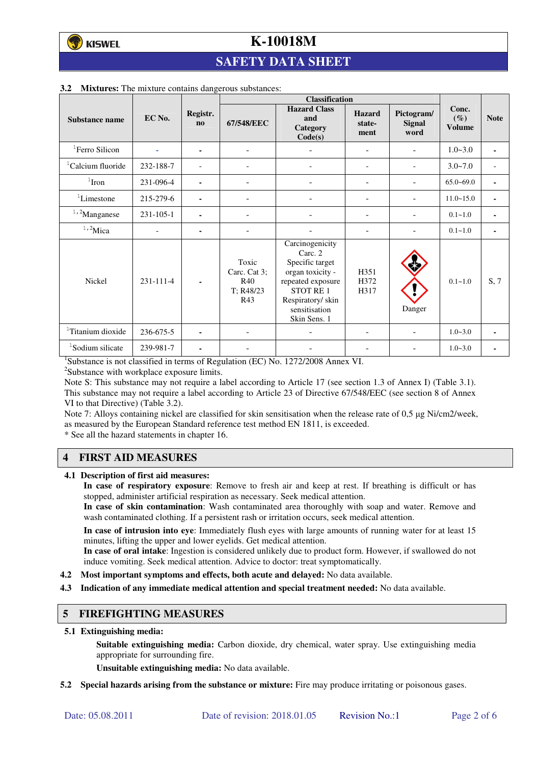**3.2 Mixtures:** The mixture contains dangerous substances:

| Substance name | EC No. | Registr. no | Classification | | | | Conc. (%) Volume | Note |
|---|---|---|---|---|---|---|---|---|
| | | | 67/548/EEC | Hazard Class and Category Code(s) | Hazard state-ment | Pictogram/ Signal word | | |
| [1]Ferro Silicon | - | - | - | - | - | - | 1.0~3.0 | - |
| [1]Calcium fluoride | 232-188-7 | - | - | - | - | - | 3.0~7.0 | - |
| [1]Iron | 231-096-4 | - | - | - | - | - | 65.0~69.0 | - |
| [1]Limestone | 215-279-6 | - | - | - | - | - | 11.0~15.0 | - |
| [1,2]Manganese | 231-105-1 | - | - | - | - | - | 0.1~1.0 | - |
| [1,2]Mica | - | - | - | - | - | - | 0.1~1.0 | - |
| Nickel | 231-111-4 | - | Toxic Carc. Cat 3; R40 T; R48/23 R43 | Carcinogenicity Carc. 2 Specific target organ toxicity - repeated exposure STOT RE 1 Respiratory/ skin sensitisation Skin Sens. 1 | H351 H372 H317 | Danger | 0.1~1.0 | S, 7 |
| [1]Titanium dioxide | 236-675-5 | - | - | - | - | - | 1.0~3.0 | - |
| [1]Sodium silicate | 239-981-7 | - | - | - | - | - | 1.0~3.0 | - |

[1]Substance is not classified in terms of Regulation (EC) No. 1272/2008 Annex VI.
[2]Substance with workplace exposure limits.
Note S: This substance may not require a label according to Article 17 (see section 1.3 of Annex I) (Table 3.1). This substance may not require a label according to Article 23 of Directive 67/548/EEC (see section 8 of Annex VI to that Directive) (Table 3.2).
Note 7: Alloys containing nickel are classified for skin sensitisation when the release rate of 0,5 µg Ni/cm2/week, as measured by the European Standard reference test method EN 1811, is exceeded.
* See all the hazard statements in chapter 16.

## 4 FIRST AID MEASURES

**4.1 Description of first aid measures:**

**In case of respiratory exposure**: Remove to fresh air and keep at rest. If breathing is difficult or has stopped, administer artificial respiration as necessary. Seek medical attention.
**In case of skin contamination**: Wash contaminated area thoroughly with soap and water. Remove and wash contaminated clothing. If a persistent rash or irritation occurs, seek medical attention.
**In case of intrusion into eye**: Immediately flush eyes with large amounts of running water for at least 15 minutes, lifting the upper and lower eyelids. Get medical attention.
**In case of oral intake**: Ingestion is considered unlikely due to product form. However, if swallowed do not induce vomiting. Seek medical attention. Advice to doctor: treat symptomatically.

**4.2 Most important symptoms and effects, both acute and delayed:** No data available.

**4.3 Indication of any immediate medical attention and special treatment needed:** No data available.

## 5 FIREFIGHTING MEASURES

**5.1 Extinguishing media:**

**Suitable extinguishing media:** Carbon dioxide, dry chemical, water spray. Use extinguishing media appropriate for surrounding fire.

**Unsuitable extinguishing media:** No data available.

**5.2 Special hazards arising from the substance or mixture:** Fire may produce irritating or poisonous gases.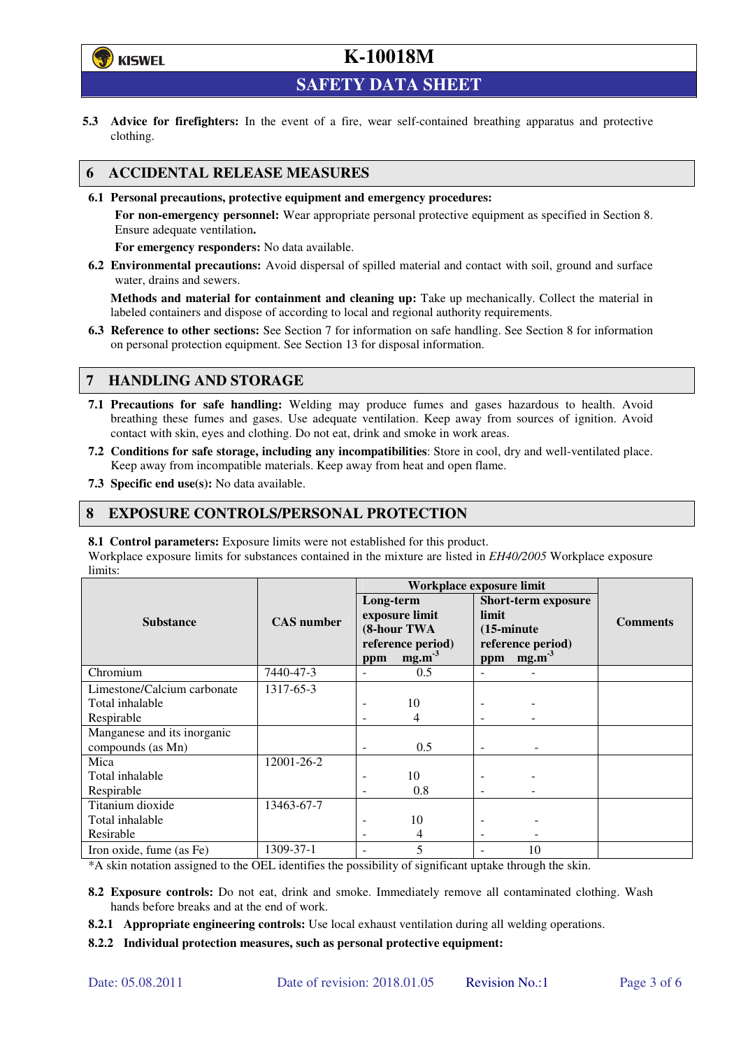**5.3 Advice for firefighters:** In the event of a fire, wear self-contained breathing apparatus and protective clothing.

## 6 ACCIDENTAL RELEASE MEASURES

**6.1 Personal precautions, protective equipment and emergency procedures:**

**For non-emergency personnel:** Wear appropriate personal protective equipment as specified in Section 8. Ensure adequate ventilation**.**

**For emergency responders:** No data available.

**6.2 Environmental precautions:** Avoid dispersal of spilled material and contact with soil, ground and surface water, drains and sewers.

**Methods and material for containment and cleaning up:** Take up mechanically. Collect the material in labeled containers and dispose of according to local and regional authority requirements.

**6.3 Reference to other sections:** See Section 7 for information on safe handling. See Section 8 for information on personal protection equipment. See Section 13 for disposal information.

## 7 HANDLING AND STORAGE

**7.1 Precautions for safe handling:** Welding may produce fumes and gases hazardous to health. Avoid breathing these fumes and gases. Use adequate ventilation. Keep away from sources of ignition. Avoid contact with skin, eyes and clothing. Do not eat, drink and smoke in work areas.

**7.2 Conditions for safe storage, including any incompatibilities**: Store in cool, dry and well-ventilated place. Keep away from incompatible materials. Keep away from heat and open flame.

**7.3 Specific end use(s):** No data available.

## 8 EXPOSURE CONTROLS/PERSONAL PROTECTION

**8.1 Control parameters:** Exposure limits were not established for this product.
Workplace exposure limits for substances contained in the mixture are listed in *EH40/2005* Workplace exposure limits:

| Substance | CAS number | Workplace exposure limit | | | | Comments |
|---|---|---|---|---|---|---|
| | | Long-term exposure limit (8-hour TWA reference period) | | Short-term exposure limit (15-minute reference period) | | |
| | | ppm | $mg.m^{-3}$ | ppm | $mg.m^{-3}$ | |
| Chromium | 7440-47-3 | - | 0.5 | - | - | |
| Limestone/Calcium carbonate | 1317-65-3 | | | | | |
| Total inhalable | | - | 10 | - | - | |
| Respirable | | - | 4 | - | - | |
| Manganese and its inorganic compounds (as Mn) | | - | 0.5 | - | - | |
| Mica | 12001-26-2 | | | | | |
| Total inhalable | | - | 10 | - | - | |
| Respirable | | - | 0.8 | - | - | |
| Titanium dioxide | 13463-67-7 | | | | | |
| Total inhalable | | - | 10 | - | - | |
| Resirable | | - | 4 | - | - | |
| Iron oxide, fume (as Fe) | 1309-37-1 | - | 5 | - | 10 | |

*A skin notation assigned to the OEL identifies the possibility of significant uptake through the skin.

**8.2 Exposure controls:** Do not eat, drink and smoke. Immediately remove all contaminated clothing. Wash hands before breaks and at the end of work.

**8.2.1 Appropriate engineering controls:** Use local exhaust ventilation during all welding operations.

**8.2.2 Individual protection measures, such as personal protective equipment:**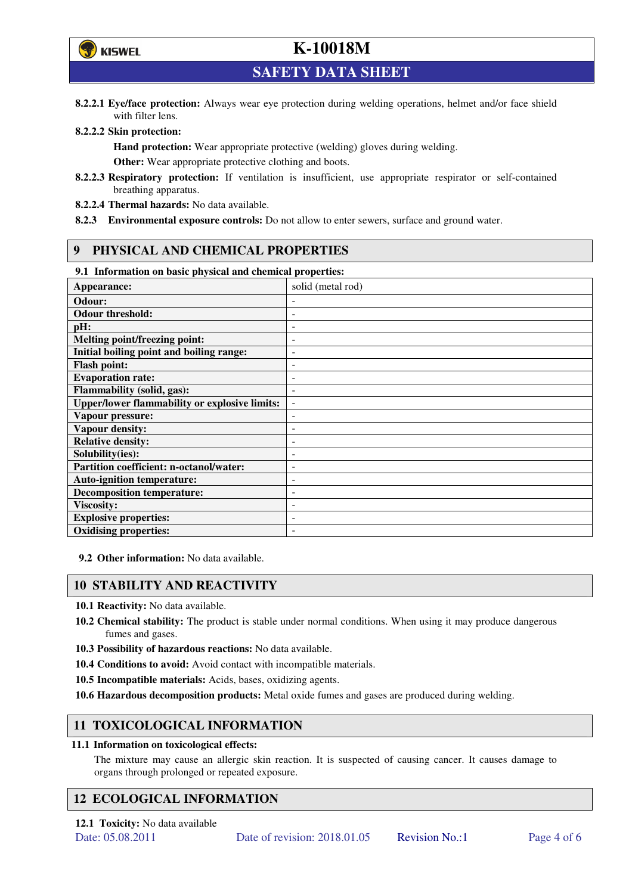**8.2.2.1 Eye/face protection:** Always wear eye protection during welding operations, helmet and/or face shield with filter lens.

**8.2.2.2 Skin protection:**

**Hand protection:** Wear appropriate protective (welding) gloves during welding.

**Other:** Wear appropriate protective clothing and boots.

**8.2.2.3 Respiratory protection:** If ventilation is insufficient, use appropriate respirator or self-contained breathing apparatus.

**8.2.2.4 Thermal hazards:** No data available.

**8.2.3 Environmental exposure controls:** Do not allow to enter sewers, surface and ground water.

## 9 PHYSICAL AND CHEMICAL PROPERTIES

**9.1 Information on basic physical and chemical properties:**

| Appearance: | solid (metal rod) |
|---|---|
| **Odour:** | - |
| **Odour threshold:** | - |
| **pH:** | - |
| **Melting point/freezing point:** | - |
| **Initial boiling point and boiling range:** | - |
| **Flash point:** | - |
| **Evaporation rate:** | - |
| **Flammability (solid, gas):** | - |
| **Upper/lower flammability or explosive limits:** | - |
| **Vapour pressure:** | - |
| **Vapour density:** | - |
| **Relative density:** | - |
| **Solubility(ies):** | - |
| **Partition coefficient: n-octanol/water:** | - |
| **Auto-ignition temperature:** | - |
| **Decomposition temperature:** | - |
| **Viscosity:** | - |
| **Explosive properties:** | - |
| **Oxidising properties:** | - |

**9.2 Other information:** No data available.

## 10 STABILITY AND REACTIVITY

**10.1 Reactivity:** No data available.

**10.2 Chemical stability:** The product is stable under normal conditions. When using it may produce dangerous fumes and gases.

**10.3 Possibility of hazardous reactions:** No data available.

**10.4 Conditions to avoid:** Avoid contact with incompatible materials.

**10.5 Incompatible materials:** Acids, bases, oxidizing agents.

**10.6 Hazardous decomposition products:** Metal oxide fumes and gases are produced during welding.

## 11 TOXICOLOGICAL INFORMATION

**11.1 Information on toxicological effects:**

The mixture may cause an allergic skin reaction. It is suspected of causing cancer. It causes damage to organs through prolonged or repeated exposure.

## 12 ECOLOGICAL INFORMATION

**12.1 Toxicity:** No data available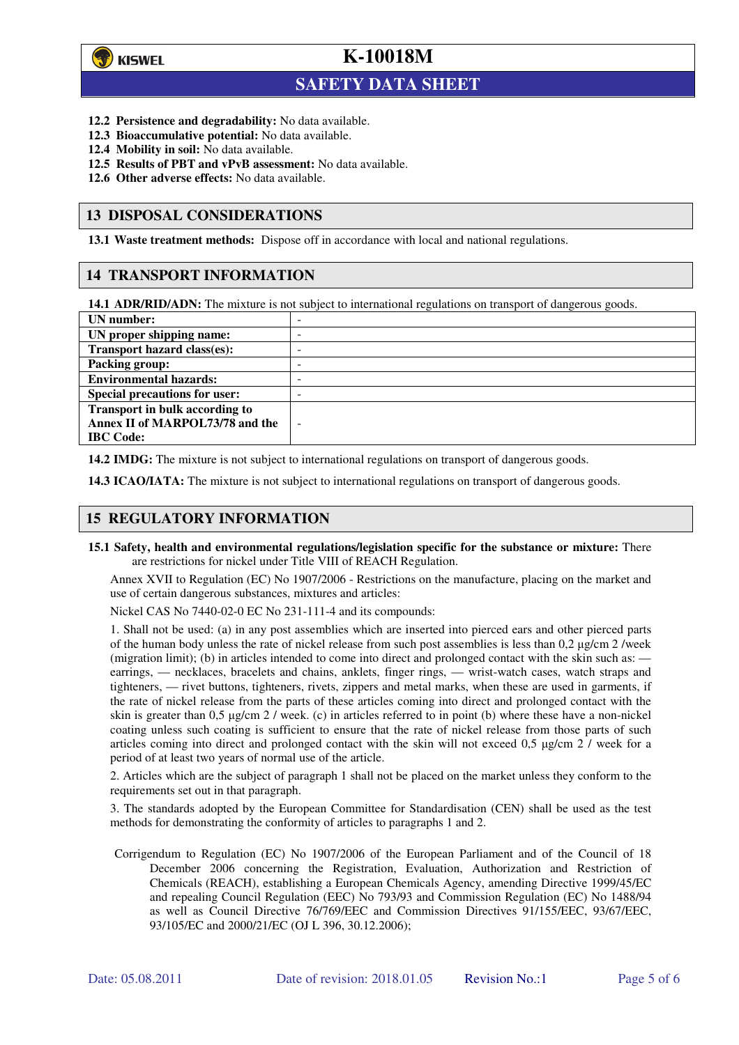**12.2 Persistence and degradability:** No data available.
**12.3 Bioaccumulative potential:** No data available.
**12.4 Mobility in soil:** No data available.
**12.5 Results of PBT and vPvB assessment:** No data available.
**12.6 Other adverse effects:** No data available.

## 13 DISPOSAL CONSIDERATIONS

**13.1 Waste treatment methods:** Dispose off in accordance with local and national regulations.

## 14 TRANSPORT INFORMATION

**14.1 ADR/RID/ADN:** The mixture is not subject to international regulations on transport of dangerous goods.

| | |
|---|---|
| **UN number:** | - |
| **UN proper shipping name:** | - |
| **Transport hazard class(es):** | - |
| **Packing group:** | - |
| **Environmental hazards:** | - |
| **Special precautions for user:** | - |
| **Transport in bulk according to Annex II of MARPOL73/78 and the IBC Code:** | - |

**14.2 IMDG:** The mixture is not subject to international regulations on transport of dangerous goods.

**14.3 ICAO/IATA:** The mixture is not subject to international regulations on transport of dangerous goods.

## 15 REGULATORY INFORMATION

**15.1 Safety, health and environmental regulations/legislation specific for the substance or mixture:** There are restrictions for nickel under Title VIII of REACH Regulation.

Annex XVII to Regulation (EC) No 1907/2006 - Restrictions on the manufacture, placing on the market and use of certain dangerous substances, mixtures and articles:

Nickel CAS No 7440-02-0 EC No 231-111-4 and its compounds:

1. Shall not be used: (a) in any post assemblies which are inserted into pierced ears and other pierced parts of the human body unless the rate of nickel release from such post assemblies is less than 0,2 µg/cm 2 /week (migration limit); (b) in articles intended to come into direct and prolonged contact with the skin such as: — earrings, — necklaces, bracelets and chains, anklets, finger rings, — wrist-watch cases, watch straps and tighteners, — rivet buttons, tighteners, rivets, zippers and metal marks, when these are used in garments, if the rate of nickel release from the parts of these articles coming into direct and prolonged contact with the skin is greater than 0,5 µg/cm 2 / week. (c) in articles referred to in point (b) where these have a non-nickel coating unless such coating is sufficient to ensure that the rate of nickel release from those parts of such articles coming into direct and prolonged contact with the skin will not exceed 0,5 µg/cm 2 / week for a period of at least two years of normal use of the article.

2. Articles which are the subject of paragraph 1 shall not be placed on the market unless they conform to the requirements set out in that paragraph.

3. The standards adopted by the European Committee for Standardisation (CEN) shall be used as the test methods for demonstrating the conformity of articles to paragraphs 1 and 2.

Corrigendum to Regulation (EC) No 1907/2006 of the European Parliament and of the Council of 18 December 2006 concerning the Registration, Evaluation, Authorization and Restriction of Chemicals (REACH), establishing a European Chemicals Agency, amending Directive 1999/45/EC and repealing Council Regulation (EEC) No 793/93 and Commission Regulation (EC) No 1488/94 as well as Council Directive 76/769/EEC and Commission Directives 91/155/EEC, 93/67/EEC, 93/105/EC and 2000/21/EC (OJ L 396, 30.12.2006);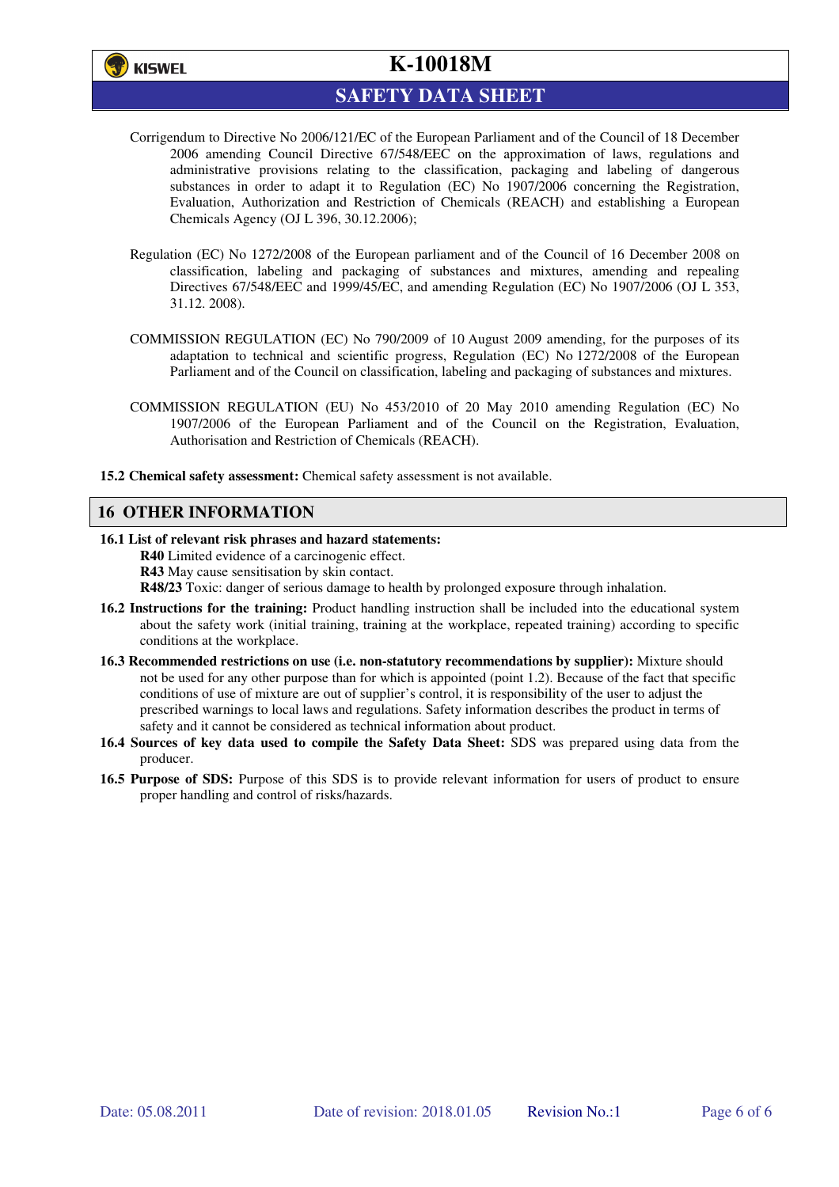Corrigendum to Directive No 2006/121/EC of the European Parliament and of the Council of 18 December 2006 amending Council Directive 67/548/EEC on the approximation of laws, regulations and administrative provisions relating to the classification, packaging and labeling of dangerous substances in order to adapt it to Regulation (EC) No 1907/2006 concerning the Registration, Evaluation, Authorization and Restriction of Chemicals (REACH) and establishing a European Chemicals Agency (OJ L 396, 30.12.2006);

Regulation (EC) No 1272/2008 of the European parliament and of the Council of 16 December 2008 on classification, labeling and packaging of substances and mixtures, amending and repealing Directives 67/548/EEC and 1999/45/EC, and amending Regulation (EC) No 1907/2006 (OJ L 353, 31.12. 2008).

COMMISSION REGULATION (EC) No 790/2009 of 10 August 2009 amending, for the purposes of its adaptation to technical and scientific progress, Regulation (EC) No 1272/2008 of the European Parliament and of the Council on classification, labeling and packaging of substances and mixtures.

COMMISSION REGULATION (EU) No 453/2010 of 20 May 2010 amending Regulation (EC) No 1907/2006 of the European Parliament and of the Council on the Registration, Evaluation, Authorisation and Restriction of Chemicals (REACH).

**15.2 Chemical safety assessment:** Chemical safety assessment is not available.

## 16 OTHER INFORMATION

**16.1 List of relevant risk phrases and hazard statements:**

**R40** Limited evidence of a carcinogenic effect.
**R43** May cause sensitisation by skin contact.
**R48/23** Toxic: danger of serious damage to health by prolonged exposure through inhalation.

**16.2 Instructions for the training:** Product handling instruction shall be included into the educational system about the safety work (initial training, training at the workplace, repeated training) according to specific conditions at the workplace.

**16.3 Recommended restrictions on use (i.e. non-statutory recommendations by supplier):** Mixture should not be used for any other purpose than for which is appointed (point 1.2). Because of the fact that specific conditions of use of mixture are out of supplier's control, it is responsibility of the user to adjust the prescribed warnings to local laws and regulations. Safety information describes the product in terms of safety and it cannot be considered as technical information about product.

**16.4 Sources of key data used to compile the Safety Data Sheet:** SDS was prepared using data from the producer.

**16.5 Purpose of SDS:** Purpose of this SDS is to provide relevant information for users of product to ensure proper handling and control of risks/hazards.